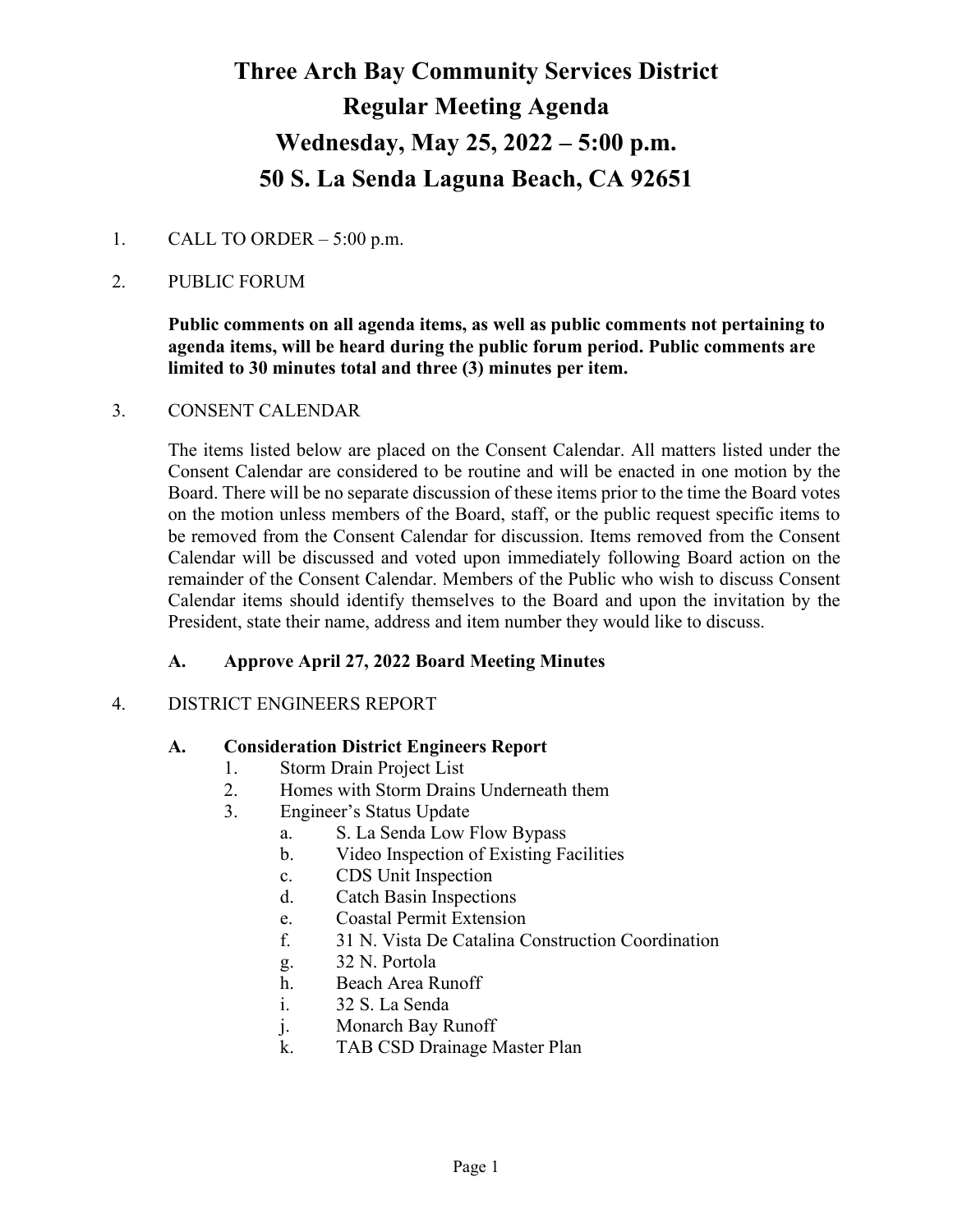# Three Arch Bay Community Services District
# Regular Meeting Agenda
# Wednesday, May 25, 2022 – 5:00 p.m.
# 50 S. La Senda Laguna Beach, CA 92651

1. CALL TO ORDER – 5:00 p.m.

2. PUBLIC FORUM

   **Public comments on all agenda items, as well as public comments not pertaining to agenda items, will be heard during the public forum period. Public comments are limited to 30 minutes total and three (3) minutes per item.**

3. CONSENT CALENDAR

   The items listed below are placed on the Consent Calendar. All matters listed under the Consent Calendar are considered to be routine and will be enacted in one motion by the Board. There will be no separate discussion of these items prior to the time the Board votes on the motion unless members of the Board, staff, or the public request specific items to be removed from the Consent Calendar for discussion. Items removed from the Consent Calendar will be discussed and voted upon immediately following Board action on the remainder of the Consent Calendar. Members of the Public who wish to discuss Consent Calendar items should identify themselves to the Board and upon the invitation by the President, state their name, address and item number they would like to discuss.

   **A. Approve April 27, 2022 Board Meeting Minutes**

4. DISTRICT ENGINEERS REPORT

   **A. Consideration District Engineers Report**
   1. Storm Drain Project List
   2. Homes with Storm Drains Underneath them
   3. Engineer's Status Update
      a. S. La Senda Low Flow Bypass
      b. Video Inspection of Existing Facilities
      c. CDS Unit Inspection
      d. Catch Basin Inspections
      e. Coastal Permit Extension
      f. 31 N. Vista De Catalina Construction Coordination
      g. 32 N. Portola
      h. Beach Area Runoff
      i. 32 S. La Senda
      j. Monarch Bay Runoff
      k. TAB CSD Drainage Master Plan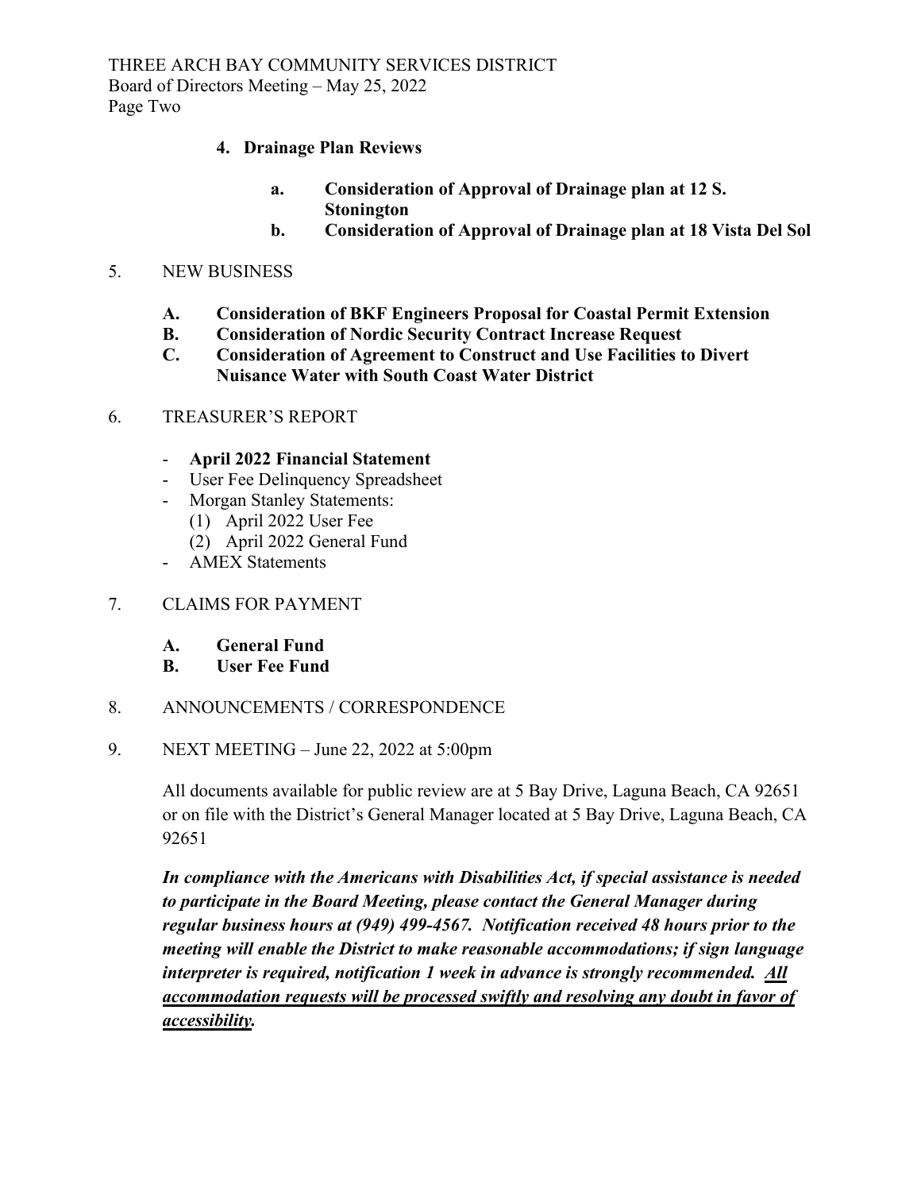**4. Drainage Plan Reviews**

   **a. Consideration of Approval of Drainage plan at 12 S. Stonington**

   **b. Consideration of Approval of Drainage plan at 18 Vista Del Sol**

5. NEW BUSINESS

   **A. Consideration of BKF Engineers Proposal for Coastal Permit Extension**

   **B. Consideration of Nordic Security Contract Increase Request**

   **C. Consideration of Agreement to Construct and Use Facilities to Divert Nuisance Water with South Coast Water District**

6. TREASURER'S REPORT

   - **April 2022 Financial Statement**
   - User Fee Delinquency Spreadsheet
   - Morgan Stanley Statements:
     (1) April 2022 User Fee
     (2) April 2022 General Fund
   - AMEX Statements

7. CLAIMS FOR PAYMENT

   **A. General Fund**

   **B. User Fee Fund**

8. ANNOUNCEMENTS / CORRESPONDENCE

9. NEXT MEETING – June 22, 2022 at 5:00pm

All documents available for public review are at 5 Bay Drive, Laguna Beach, CA 92651 or on file with the District's General Manager located at 5 Bay Drive, Laguna Beach, CA 92651

***In compliance with the Americans with Disabilities Act, if special assistance is needed to participate in the Board Meeting, please contact the General Manager during regular business hours at (949) 499-4567. Notification received 48 hours prior to the meeting will enable the District to make reasonable accommodations; if sign language interpreter is required, notification 1 week in advance is strongly recommended. <u>All accommodation requests will be processed swiftly and resolving any doubt in favor of accessibility.</u>***